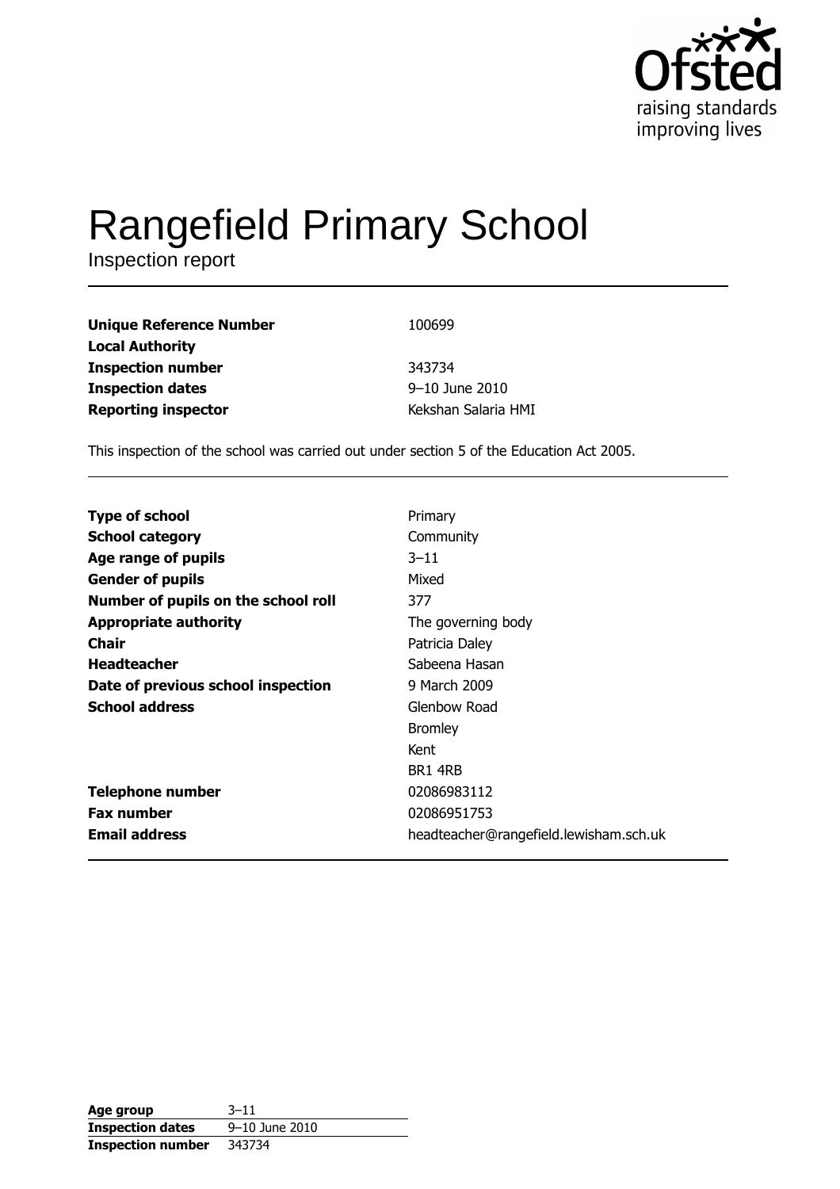Ofsted
raising standards
improving lives

# Rangefield Primary School

Inspection report

| | |
|---|---|
| **Unique Reference Number** | 100699 |
| **Local Authority** | |
| **Inspection number** | 343734 |
| **Inspection dates** | 9–10 June 2010 |
| **Reporting inspector** | Kekshan Salaria HMI |

This inspection of the school was carried out under section 5 of the Education Act 2005.

| | |
|---|---|
| **Type of school** | Primary |
| **School category** | Community |
| **Age range of pupils** | 3–11 |
| **Gender of pupils** | Mixed |
| **Number of pupils on the school roll** | 377 |
| **Appropriate authority** | The governing body |
| **Chair** | Patricia Daley |
| **Headteacher** | Sabeena Hasan |
| **Date of previous school inspection** | 9 March 2009 |
| **School address** | Glenbow Road<br>Bromley<br>Kent<br>BR1 4RB |
| **Telephone number** | 02086983112 |
| **Fax number** | 02086951753 |
| **Email address** | headteacher@rangefield.lewisham.sch.uk |

| | |
|---|---|
| **Age group** | 3–11 |
| **Inspection dates** | 9–10 June 2010 |
| **Inspection number** | 343734 |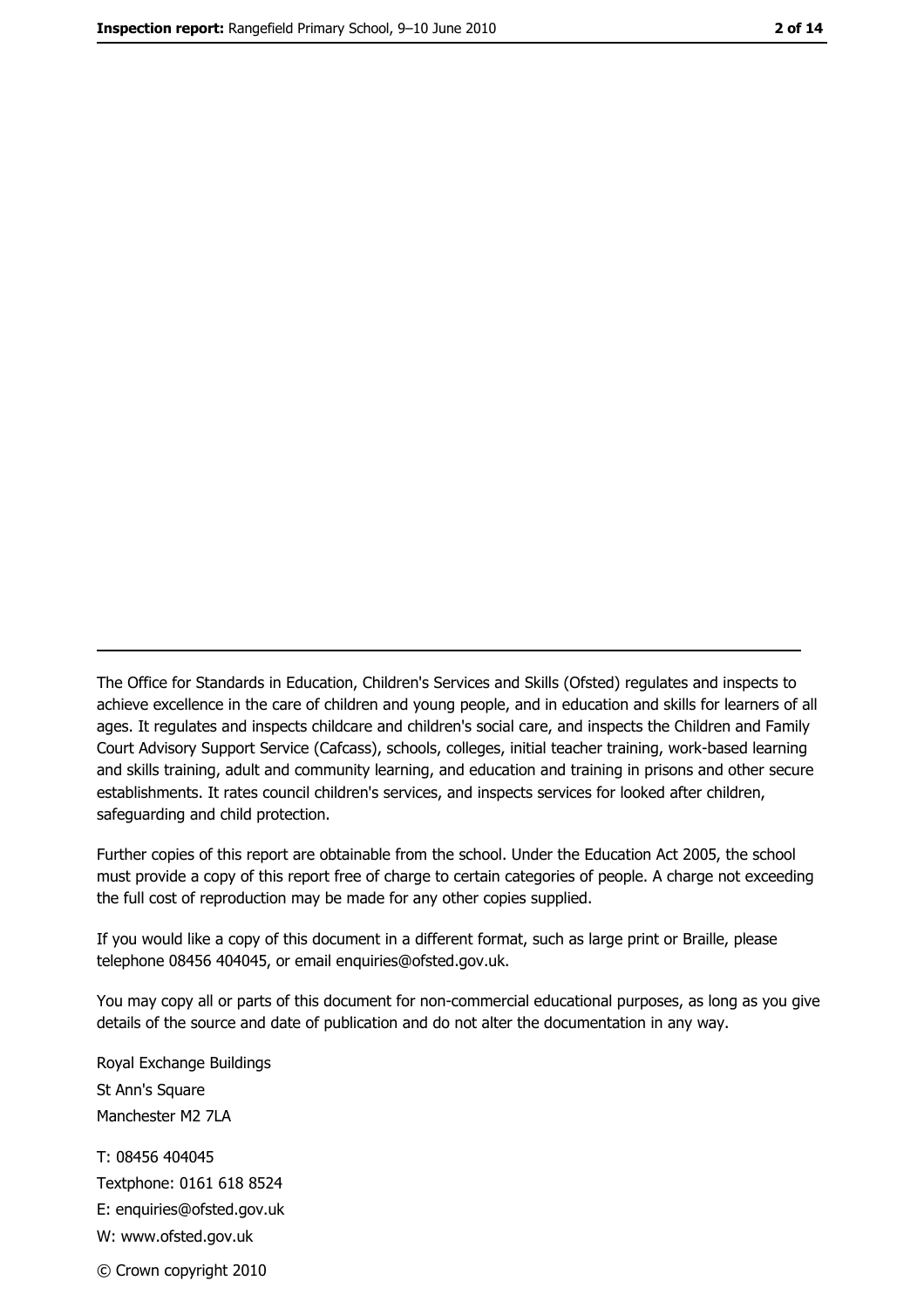---

The Office for Standards in Education, Children's Services and Skills (Ofsted) regulates and inspects to achieve excellence in the care of children and young people, and in education and skills for learners of all ages. It regulates and inspects childcare and children's social care, and inspects the Children and Family Court Advisory Support Service (Cafcass), schools, colleges, initial teacher training, work-based learning and skills training, adult and community learning, and education and training in prisons and other secure establishments. It rates council children's services, and inspects services for looked after children, safeguarding and child protection.

Further copies of this report are obtainable from the school. Under the Education Act 2005, the school must provide a copy of this report free of charge to certain categories of people. A charge not exceeding the full cost of reproduction may be made for any other copies supplied.

If you would like a copy of this document in a different format, such as large print or Braille, please telephone 08456 404045, or email enquiries@ofsted.gov.uk.

You may copy all or parts of this document for non-commercial educational purposes, as long as you give details of the source and date of publication and do not alter the documentation in any way.

Royal Exchange Buildings
St Ann's Square
Manchester M2 7LA

T: 08456 404045
Textphone: 0161 618 8524
E: enquiries@ofsted.gov.uk
W: www.ofsted.gov.uk

© Crown copyright 2010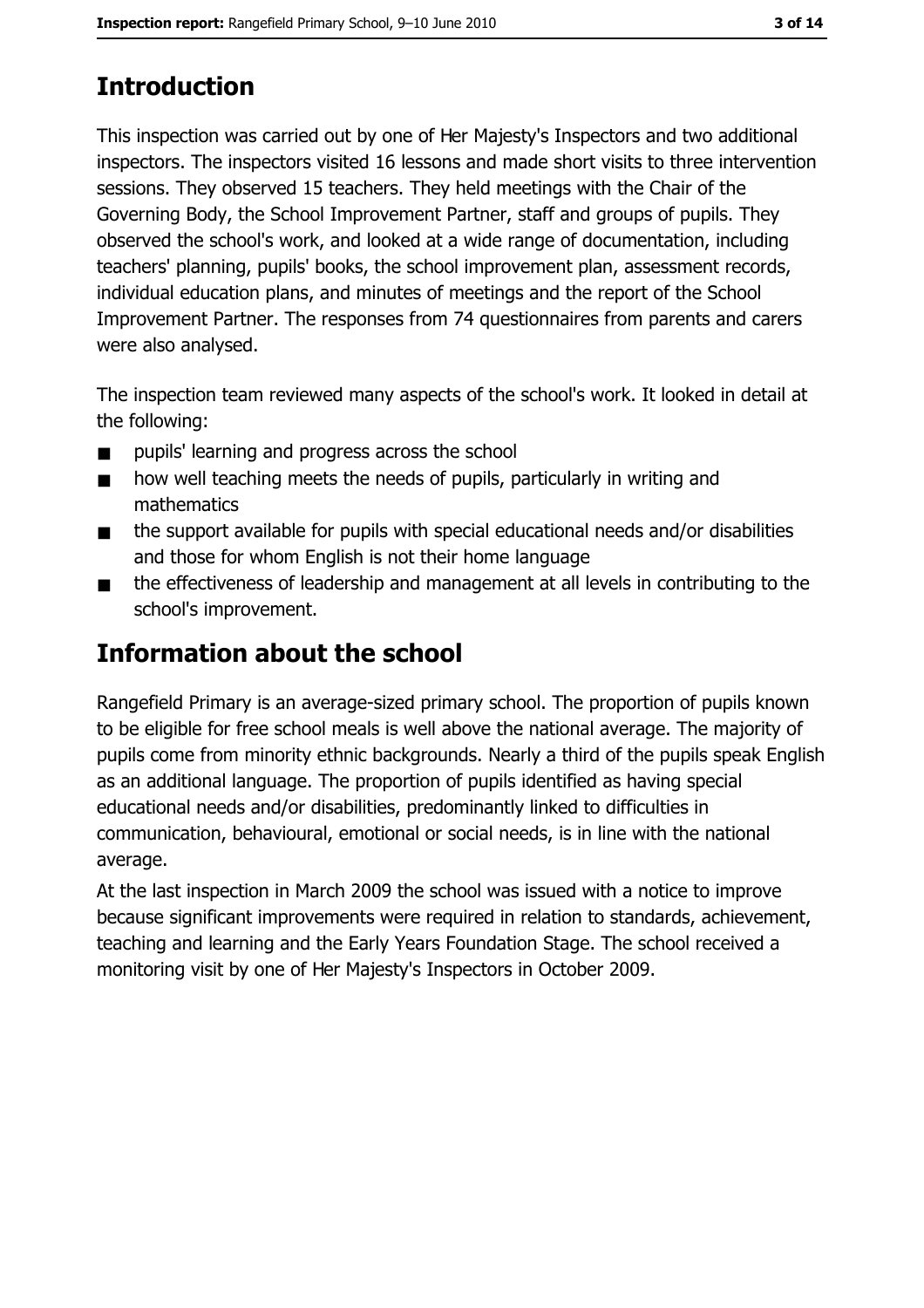## Introduction

This inspection was carried out by one of Her Majesty's Inspectors and two additional inspectors. The inspectors visited 16 lessons and made short visits to three intervention sessions. They observed 15 teachers. They held meetings with the Chair of the Governing Body, the School Improvement Partner, staff and groups of pupils. They observed the school's work, and looked at a wide range of documentation, including teachers' planning, pupils' books, the school improvement plan, assessment records, individual education plans, and minutes of meetings and the report of the School Improvement Partner. The responses from 74 questionnaires from parents and carers were also analysed.

The inspection team reviewed many aspects of the school's work. It looked in detail at the following:

- pupils' learning and progress across the school
- how well teaching meets the needs of pupils, particularly in writing and mathematics
- the support available for pupils with special educational needs and/or disabilities and those for whom English is not their home language
- the effectiveness of leadership and management at all levels in contributing to the school's improvement.

## Information about the school

Rangefield Primary is an average-sized primary school. The proportion of pupils known to be eligible for free school meals is well above the national average. The majority of pupils come from minority ethnic backgrounds. Nearly a third of the pupils speak English as an additional language. The proportion of pupils identified as having special educational needs and/or disabilities, predominantly linked to difficulties in communication, behavioural, emotional or social needs, is in line with the national average.

At the last inspection in March 2009 the school was issued with a notice to improve because significant improvements were required in relation to standards, achievement, teaching and learning and the Early Years Foundation Stage. The school received a monitoring visit by one of Her Majesty's Inspectors in October 2009.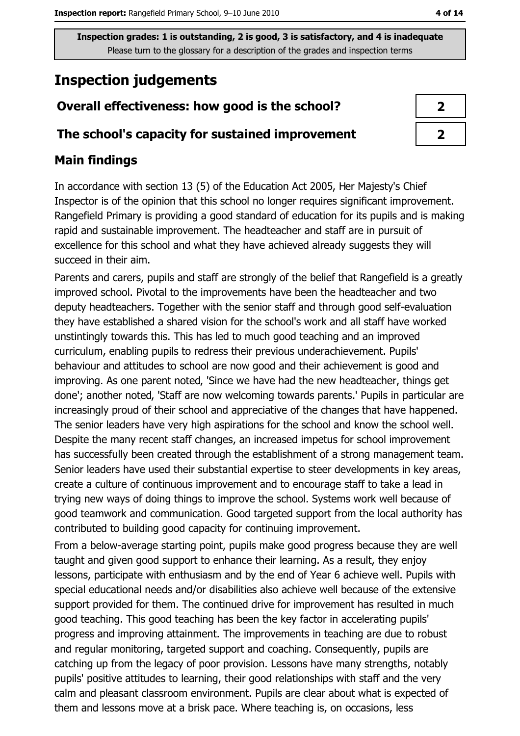**Inspection grades: 1 is outstanding, 2 is good, 3 is satisfactory, and 4 is inadequate**
Please turn to the glossary for a description of the grades and inspection terms

## Inspection judgements

| Overall effectiveness: how good is the school? | 2 |
|---|---|
| The school's capacity for sustained improvement | 2 |

### Main findings

In accordance with section 13 (5) of the Education Act 2005, Her Majesty's Chief Inspector is of the opinion that this school no longer requires significant improvement. Rangefield Primary is providing a good standard of education for its pupils and is making rapid and sustainable improvement. The headteacher and staff are in pursuit of excellence for this school and what they have achieved already suggests they will succeed in their aim.

Parents and carers, pupils and staff are strongly of the belief that Rangefield is a greatly improved school. Pivotal to the improvements have been the headteacher and two deputy headteachers. Together with the senior staff and through good self-evaluation they have established a shared vision for the school's work and all staff have worked unstintingly towards this. This has led to much good teaching and an improved curriculum, enabling pupils to redress their previous underachievement. Pupils' behaviour and attitudes to school are now good and their achievement is good and improving. As one parent noted, 'Since we have had the new headteacher, things get done'; another noted, 'Staff are now welcoming towards parents.' Pupils in particular are increasingly proud of their school and appreciative of the changes that have happened. The senior leaders have very high aspirations for the school and know the school well. Despite the many recent staff changes, an increased impetus for school improvement has successfully been created through the establishment of a strong management team. Senior leaders have used their substantial expertise to steer developments in key areas, create a culture of continuous improvement and to encourage staff to take a lead in trying new ways of doing things to improve the school. Systems work well because of good teamwork and communication. Good targeted support from the local authority has contributed to building good capacity for continuing improvement.

From a below-average starting point, pupils make good progress because they are well taught and given good support to enhance their learning. As a result, they enjoy lessons, participate with enthusiasm and by the end of Year 6 achieve well. Pupils with special educational needs and/or disabilities also achieve well because of the extensive support provided for them. The continued drive for improvement has resulted in much good teaching. This good teaching has been the key factor in accelerating pupils' progress and improving attainment. The improvements in teaching are due to robust and regular monitoring, targeted support and coaching. Consequently, pupils are catching up from the legacy of poor provision. Lessons have many strengths, notably pupils' positive attitudes to learning, their good relationships with staff and the very calm and pleasant classroom environment. Pupils are clear about what is expected of them and lessons move at a brisk pace. Where teaching is, on occasions, less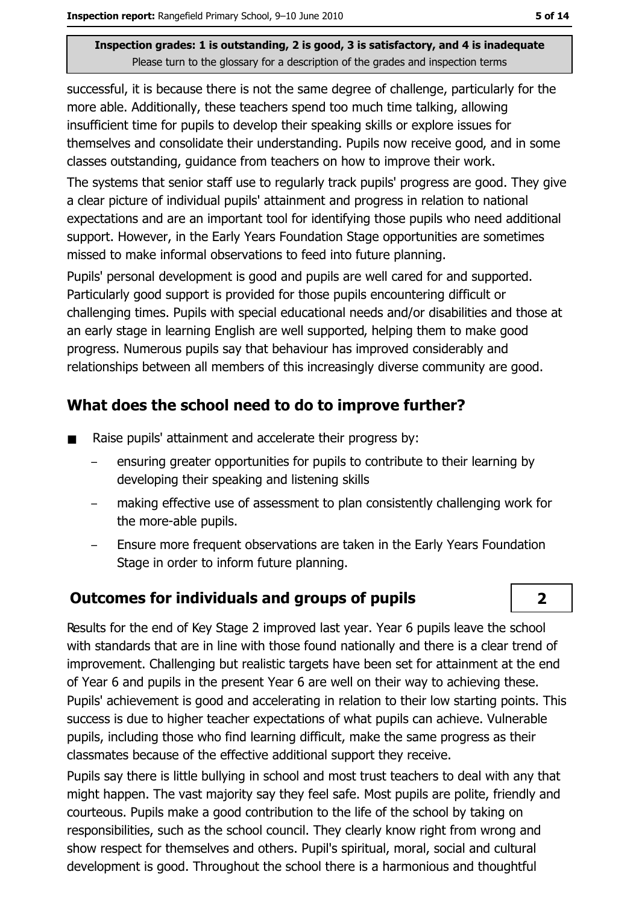successful, it is because there is not the same degree of challenge, particularly for the more able. Additionally, these teachers spend too much time talking, allowing insufficient time for pupils to develop their speaking skills or explore issues for themselves and consolidate their understanding. Pupils now receive good, and in some classes outstanding, guidance from teachers on how to improve their work.

The systems that senior staff use to regularly track pupils' progress are good. They give a clear picture of individual pupils' attainment and progress in relation to national expectations and are an important tool for identifying those pupils who need additional support. However, in the Early Years Foundation Stage opportunities are sometimes missed to make informal observations to feed into future planning.

Pupils' personal development is good and pupils are well cared for and supported. Particularly good support is provided for those pupils encountering difficult or challenging times. Pupils with special educational needs and/or disabilities and those at an early stage in learning English are well supported, helping them to make good progress. Numerous pupils say that behaviour has improved considerably and relationships between all members of this increasingly diverse community are good.

## What does the school need to do to improve further?

- Raise pupils' attainment and accelerate their progress by:
  - ensuring greater opportunities for pupils to contribute to their learning by developing their speaking and listening skills
  - making effective use of assessment to plan consistently challenging work for the more-able pupils.
  - Ensure more frequent observations are taken in the Early Years Foundation Stage in order to inform future planning.

## Outcomes for individuals and groups of pupils

**2**

Results for the end of Key Stage 2 improved last year. Year 6 pupils leave the school with standards that are in line with those found nationally and there is a clear trend of improvement. Challenging but realistic targets have been set for attainment at the end of Year 6 and pupils in the present Year 6 are well on their way to achieving these. Pupils' achievement is good and accelerating in relation to their low starting points. This success is due to higher teacher expectations of what pupils can achieve. Vulnerable pupils, including those who find learning difficult, make the same progress as their classmates because of the effective additional support they receive.

Pupils say there is little bullying in school and most trust teachers to deal with any that might happen. The vast majority say they feel safe. Most pupils are polite, friendly and courteous. Pupils make a good contribution to the life of the school by taking on responsibilities, such as the school council. They clearly know right from wrong and show respect for themselves and others. Pupil's spiritual, moral, social and cultural development is good. Throughout the school there is a harmonious and thoughtful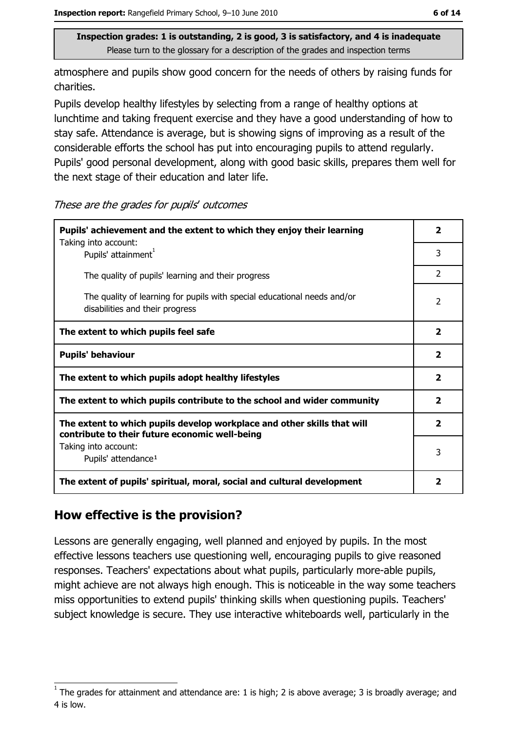atmosphere and pupils show good concern for the needs of others by raising funds for charities.

Pupils develop healthy lifestyles by selecting from a range of healthy options at lunchtime and taking frequent exercise and they have a good understanding of how to stay safe. Attendance is average, but is showing signs of improving as a result of the considerable efforts the school has put into encouraging pupils to attend regularly. Pupils' good personal development, along with good basic skills, prepares them well for the next stage of their education and later life.

*These are the grades for pupils' outcomes*

| | |
|---|---|
| **Pupils' achievement and the extent to which they enjoy their learning** | **2** |
| Taking into account: Pupils' attainment[1] | 3 |
| The quality of pupils' learning and their progress | 2 |
| The quality of learning for pupils with special educational needs and/or disabilities and their progress | 2 |
| **The extent to which pupils feel safe** | **2** |
| **Pupils' behaviour** | **2** |
| **The extent to which pupils adopt healthy lifestyles** | **2** |
| **The extent to which pupils contribute to the school and wider community** | **2** |
| **The extent to which pupils develop workplace and other skills that will contribute to their future economic well-being** | **2** |
| Taking into account: Pupils' attendance[1] | 3 |
| **The extent of pupils' spiritual, moral, social and cultural development** | **2** |

## How effective is the provision?

Lessons are generally engaging, well planned and enjoyed by pupils. In the most effective lessons teachers use questioning well, encouraging pupils to give reasoned responses. Teachers' expectations about what pupils, particularly more-able pupils, might achieve are not always high enough. This is noticeable in the way some teachers miss opportunities to extend pupils' thinking skills when questioning pupils. Teachers' subject knowledge is secure. They use interactive whiteboards well, particularly in the

[1] The grades for attainment and attendance are: 1 is high; 2 is above average; 3 is broadly average; and 4 is low.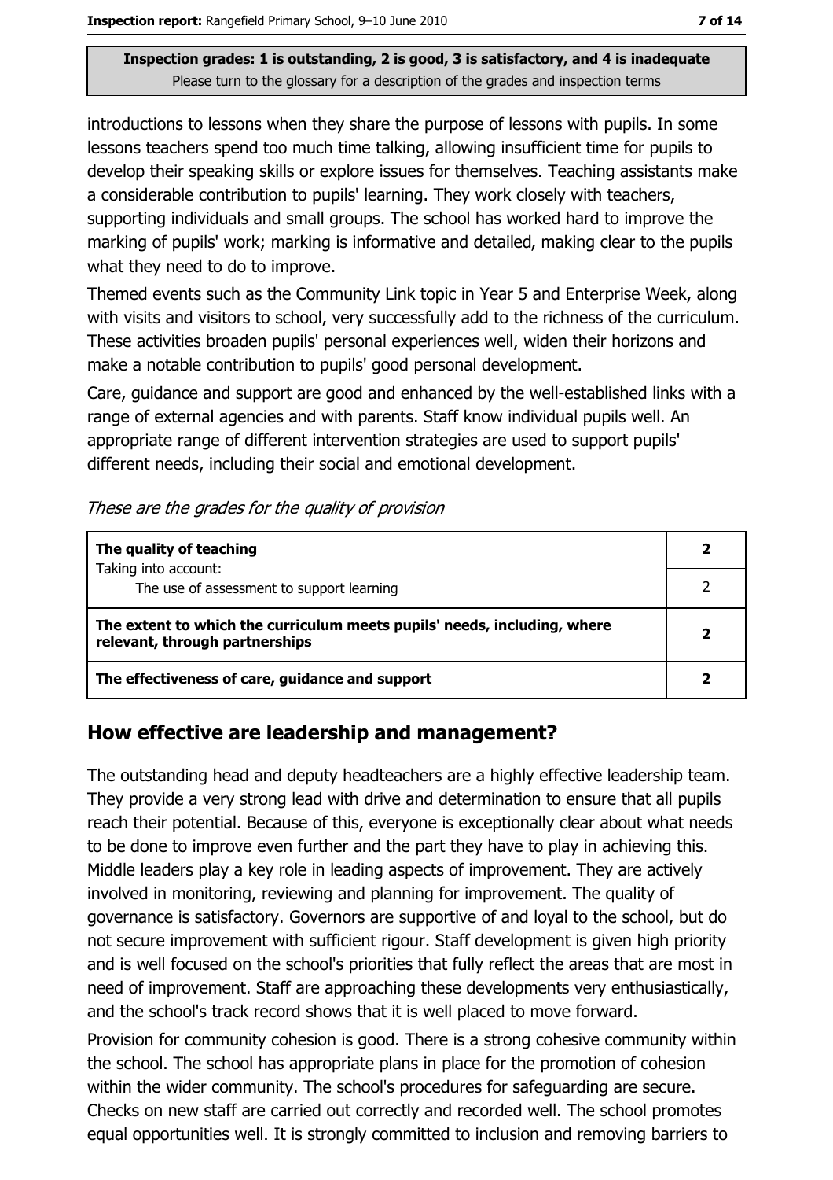**Inspection grades: 1 is outstanding, 2 is good, 3 is satisfactory, and 4 is inadequate**
Please turn to the glossary for a description of the grades and inspection terms

introductions to lessons when they share the purpose of lessons with pupils. In some lessons teachers spend too much time talking, allowing insufficient time for pupils to develop their speaking skills or explore issues for themselves. Teaching assistants make a considerable contribution to pupils' learning. They work closely with teachers, supporting individuals and small groups. The school has worked hard to improve the marking of pupils' work; marking is informative and detailed, making clear to the pupils what they need to do to improve.

Themed events such as the Community Link topic in Year 5 and Enterprise Week, along with visits and visitors to school, very successfully add to the richness of the curriculum. These activities broaden pupils' personal experiences well, widen their horizons and make a notable contribution to pupils' good personal development.

Care, guidance and support are good and enhanced by the well-established links with a range of external agencies and with parents. Staff know individual pupils well. An appropriate range of different intervention strategies are used to support pupils' different needs, including their social and emotional development.

*These are the grades for the quality of provision*

| | |
|---|---|
| **The quality of teaching**<br>Taking into account: | **2** |
| The use of assessment to support learning | 2 |
| **The extent to which the curriculum meets pupils' needs, including, where relevant, through partnerships** | **2** |
| **The effectiveness of care, guidance and support** | **2** |

## How effective are leadership and management?

The outstanding head and deputy headteachers are a highly effective leadership team. They provide a very strong lead with drive and determination to ensure that all pupils reach their potential. Because of this, everyone is exceptionally clear about what needs to be done to improve even further and the part they have to play in achieving this. Middle leaders play a key role in leading aspects of improvement. They are actively involved in monitoring, reviewing and planning for improvement. The quality of governance is satisfactory. Governors are supportive of and loyal to the school, but do not secure improvement with sufficient rigour. Staff development is given high priority and is well focused on the school's priorities that fully reflect the areas that are most in need of improvement. Staff are approaching these developments very enthusiastically, and the school's track record shows that it is well placed to move forward.

Provision for community cohesion is good. There is a strong cohesive community within the school. The school has appropriate plans in place for the promotion of cohesion within the wider community. The school's procedures for safeguarding are secure. Checks on new staff are carried out correctly and recorded well. The school promotes equal opportunities well. It is strongly committed to inclusion and removing barriers to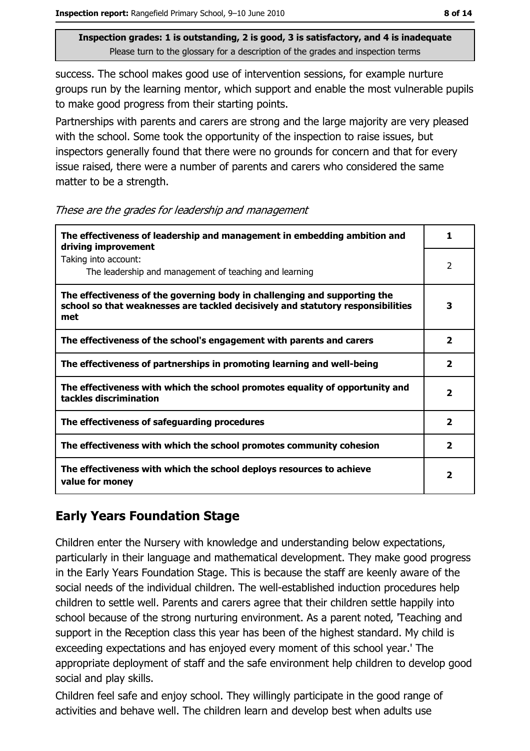**Inspection grades: 1 is outstanding, 2 is good, 3 is satisfactory, and 4 is inadequate**
Please turn to the glossary for a description of the grades and inspection terms

success. The school makes good use of intervention sessions, for example nurture groups run by the learning mentor, which support and enable the most vulnerable pupils to make good progress from their starting points.

Partnerships with parents and carers are strong and the large majority are very pleased with the school. Some took the opportunity of the inspection to raise issues, but inspectors generally found that there were no grounds for concern and that for every issue raised, there were a number of parents and carers who considered the same matter to be a strength.

*These are the grades for leadership and management*

| | |
|---|---|
| **The effectiveness of leadership and management in embedding ambition and driving improvement** | **1** |
| Taking into account: The leadership and management of teaching and learning | 2 |
| **The effectiveness of the governing body in challenging and supporting the school so that weaknesses are tackled decisively and statutory responsibilities met** | **3** |
| **The effectiveness of the school's engagement with parents and carers** | **2** |
| **The effectiveness of partnerships in promoting learning and well-being** | **2** |
| **The effectiveness with which the school promotes equality of opportunity and tackles discrimination** | **2** |
| **The effectiveness of safeguarding procedures** | **2** |
| **The effectiveness with which the school promotes community cohesion** | **2** |
| **The effectiveness with which the school deploys resources to achieve value for money** | **2** |

## Early Years Foundation Stage

Children enter the Nursery with knowledge and understanding below expectations, particularly in their language and mathematical development. They make good progress in the Early Years Foundation Stage. This is because the staff are keenly aware of the social needs of the individual children. The well-established induction procedures help children to settle well. Parents and carers agree that their children settle happily into school because of the strong nurturing environment. As a parent noted, 'Teaching and support in the Reception class this year has been of the highest standard. My child is exceeding expectations and has enjoyed every moment of this school year.' The appropriate deployment of staff and the safe environment help children to develop good social and play skills.

Children feel safe and enjoy school. They willingly participate in the good range of activities and behave well. The children learn and develop best when adults use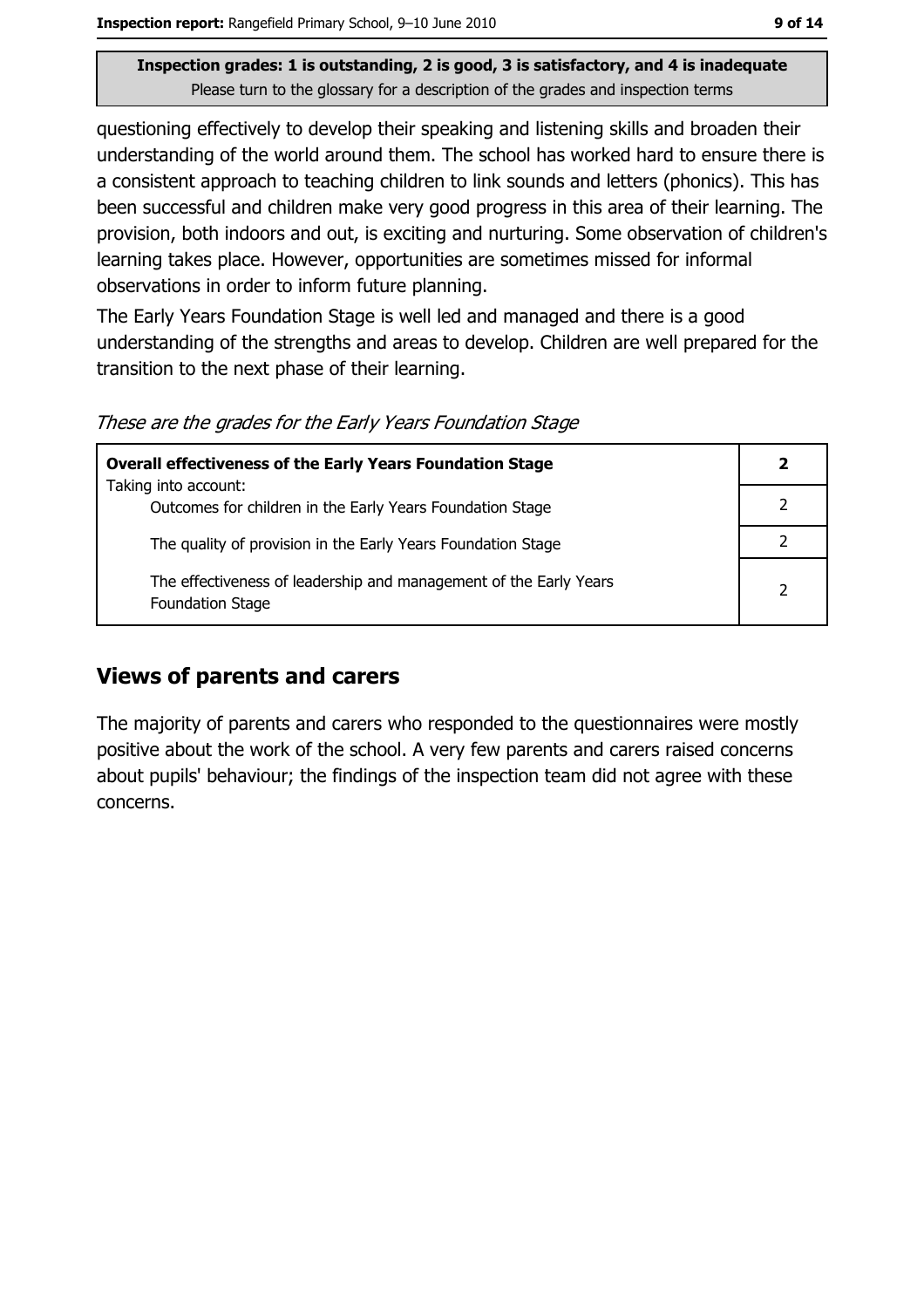questioning effectively to develop their speaking and listening skills and broaden their understanding of the world around them. The school has worked hard to ensure there is a consistent approach to teaching children to link sounds and letters (phonics). This has been successful and children make very good progress in this area of their learning. The provision, both indoors and out, is exciting and nurturing. Some observation of children's learning takes place. However, opportunities are sometimes missed for informal observations in order to inform future planning.

The Early Years Foundation Stage is well led and managed and there is a good understanding of the strengths and areas to develop. Children are well prepared for the transition to the next phase of their learning.

*These are the grades for the Early Years Foundation Stage*

| **Overall effectiveness of the Early Years Foundation Stage** Taking into account: | **2** |
|---|---|
| Outcomes for children in the Early Years Foundation Stage | 2 |
| The quality of provision in the Early Years Foundation Stage | 2 |
| The effectiveness of leadership and management of the Early Years Foundation Stage | 2 |

## Views of parents and carers

The majority of parents and carers who responded to the questionnaires were mostly positive about the work of the school. A very few parents and carers raised concerns about pupils' behaviour; the findings of the inspection team did not agree with these concerns.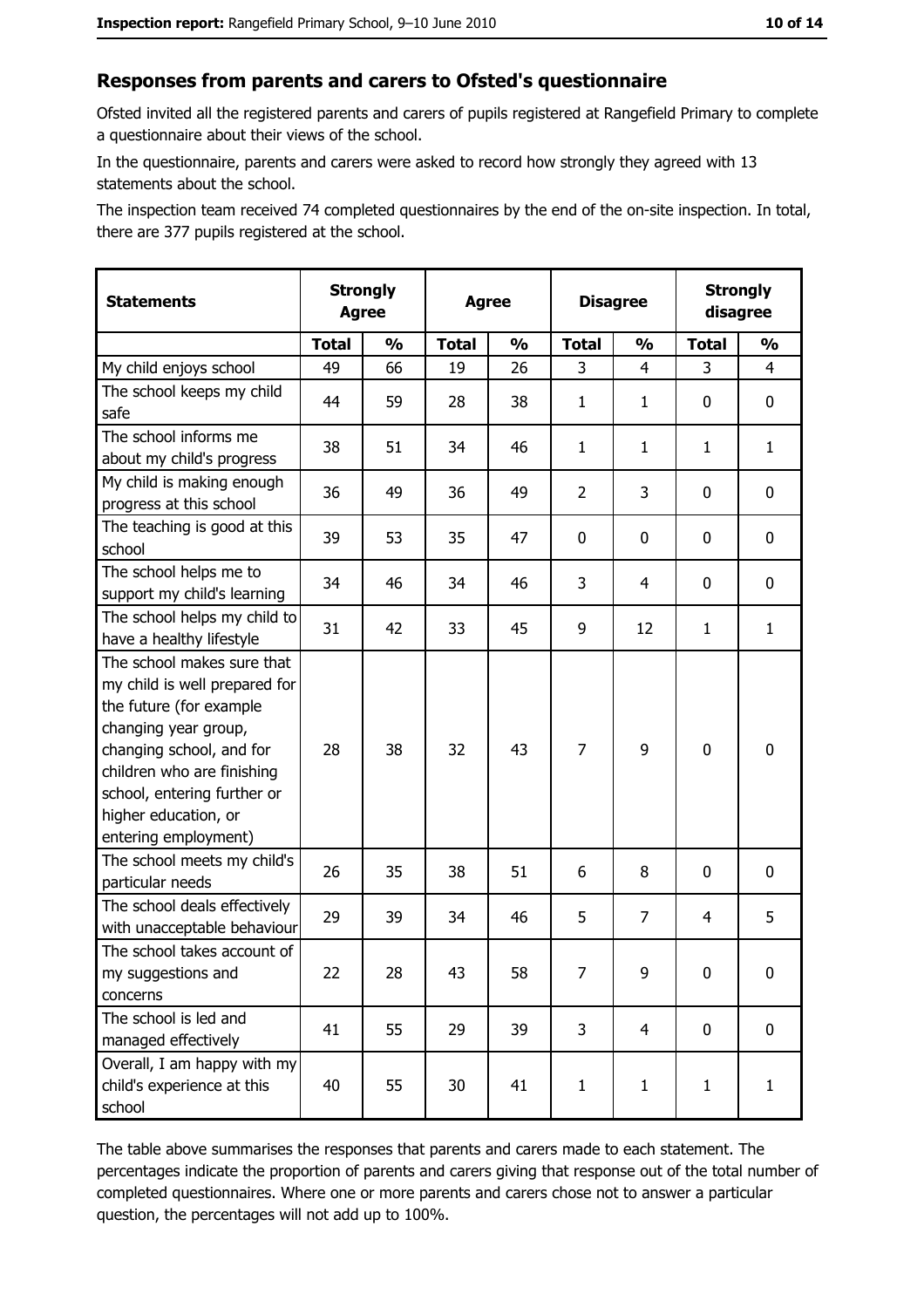## Responses from parents and carers to Ofsted's questionnaire

Ofsted invited all the registered parents and carers of pupils registered at Rangefield Primary to complete a questionnaire about their views of the school.

In the questionnaire, parents and carers were asked to record how strongly they agreed with 13 statements about the school.

The inspection team received 74 completed questionnaires by the end of the on-site inspection. In total, there are 377 pupils registered at the school.

| Statements | Strongly Agree | | Agree | | Disagree | | Strongly disagree | |
|---|---|---|---|---|---|---|---|---|
| | Total | % | Total | % | Total | % | Total | % |
| My child enjoys school | 49 | 66 | 19 | 26 | 3 | 4 | 3 | 4 |
| The school keeps my child safe | 44 | 59 | 28 | 38 | 1 | 1 | 0 | 0 |
| The school informs me about my child's progress | 38 | 51 | 34 | 46 | 1 | 1 | 1 | 1 |
| My child is making enough progress at this school | 36 | 49 | 36 | 49 | 2 | 3 | 0 | 0 |
| The teaching is good at this school | 39 | 53 | 35 | 47 | 0 | 0 | 0 | 0 |
| The school helps me to support my child's learning | 34 | 46 | 34 | 46 | 3 | 4 | 0 | 0 |
| The school helps my child to have a healthy lifestyle | 31 | 42 | 33 | 45 | 9 | 12 | 1 | 1 |
| The school makes sure that my child is well prepared for the future (for example changing year group, changing school, and for children who are finishing school, entering further or higher education, or entering employment) | 28 | 38 | 32 | 43 | 7 | 9 | 0 | 0 |
| The school meets my child's particular needs | 26 | 35 | 38 | 51 | 6 | 8 | 0 | 0 |
| The school deals effectively with unacceptable behaviour | 29 | 39 | 34 | 46 | 5 | 7 | 4 | 5 |
| The school takes account of my suggestions and concerns | 22 | 28 | 43 | 58 | 7 | 9 | 0 | 0 |
| The school is led and managed effectively | 41 | 55 | 29 | 39 | 3 | 4 | 0 | 0 |
| Overall, I am happy with my child's experience at this school | 40 | 55 | 30 | 41 | 1 | 1 | 1 | 1 |

The table above summarises the responses that parents and carers made to each statement. The percentages indicate the proportion of parents and carers giving that response out of the total number of completed questionnaires. Where one or more parents and carers chose not to answer a particular question, the percentages will not add up to 100%.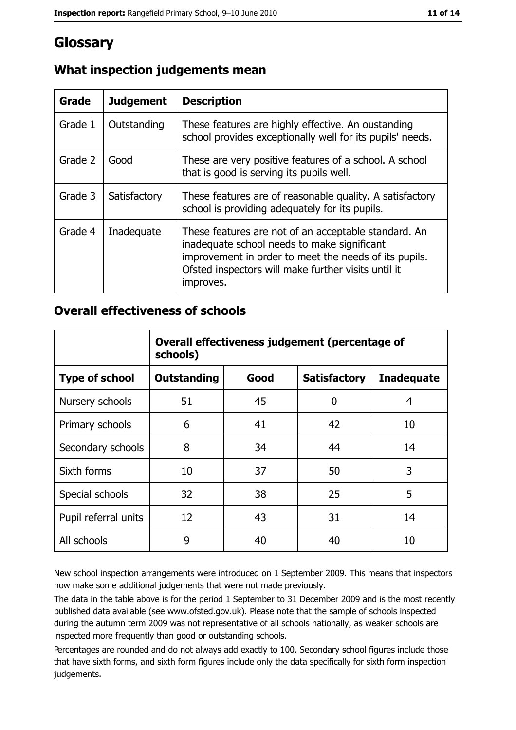# Glossary

## What inspection judgements mean

| Grade | Judgement | Description |
|---|---|---|
| Grade 1 | Outstanding | These features are highly effective. An oustanding school provides exceptionally well for its pupils' needs. |
| Grade 2 | Good | These are very positive features of a school. A school that is good is serving its pupils well. |
| Grade 3 | Satisfactory | These features are of reasonable quality. A satisfactory school is providing adequately for its pupils. |
| Grade 4 | Inadequate | These features are not of an acceptable standard. An inadequate school needs to make significant improvement in order to meet the needs of its pupils. Ofsted inspectors will make further visits until it improves. |

## Overall effectiveness of schools

| | Overall effectiveness judgement (percentage of schools) | | | |
|---|---|---|---|---|
| **Type of school** | **Outstanding** | **Good** | **Satisfactory** | **Inadequate** |
| Nursery schools | 51 | 45 | 0 | 4 |
| Primary schools | 6 | 41 | 42 | 10 |
| Secondary schools | 8 | 34 | 44 | 14 |
| Sixth forms | 10 | 37 | 50 | 3 |
| Special schools | 32 | 38 | 25 | 5 |
| Pupil referral units | 12 | 43 | 31 | 14 |
| All schools | 9 | 40 | 40 | 10 |

New school inspection arrangements were introduced on 1 September 2009. This means that inspectors now make some additional judgements that were not made previously.

The data in the table above is for the period 1 September to 31 December 2009 and is the most recently published data available (see www.ofsted.gov.uk). Please note that the sample of schools inspected during the autumn term 2009 was not representative of all schools nationally, as weaker schools are inspected more frequently than good or outstanding schools.

Percentages are rounded and do not always add exactly to 100. Secondary school figures include those that have sixth forms, and sixth form figures include only the data specifically for sixth form inspection judgements.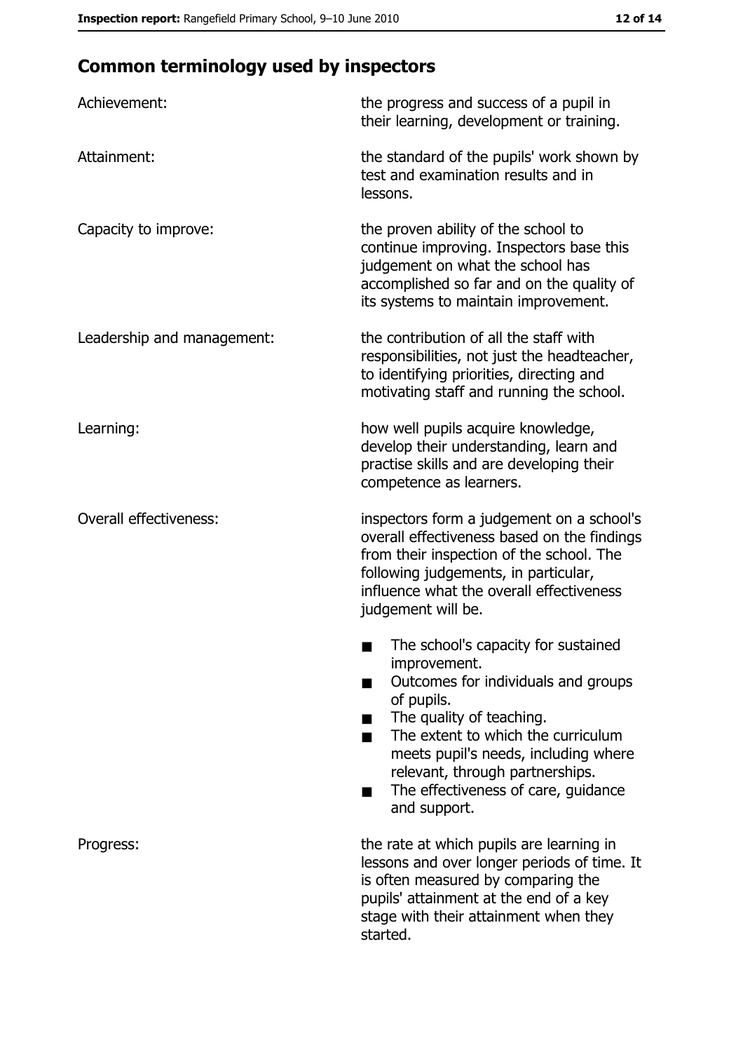## Common terminology used by inspectors

**Achievement:** the progress and success of a pupil in their learning, development or training.

**Attainment:** the standard of the pupils' work shown by test and examination results and in lessons.

**Capacity to improve:** the proven ability of the school to continue improving. Inspectors base this judgement on what the school has accomplished so far and on the quality of its systems to maintain improvement.

**Leadership and management:** the contribution of all the staff with responsibilities, not just the headteacher, to identifying priorities, directing and motivating staff and running the school.

**Learning:** how well pupils acquire knowledge, develop their understanding, learn and practise skills and are developing their competence as learners.

**Overall effectiveness:** inspectors form a judgement on a school's overall effectiveness based on the findings from their inspection of the school. The following judgements, in particular, influence what the overall effectiveness judgement will be.

- The school's capacity for sustained improvement.
- Outcomes for individuals and groups of pupils.
- The quality of teaching.
- The extent to which the curriculum meets pupil's needs, including where relevant, through partnerships.
- The effectiveness of care, guidance and support.

**Progress:** the rate at which pupils are learning in lessons and over longer periods of time. It is often measured by comparing the pupils' attainment at the end of a key stage with their attainment when they started.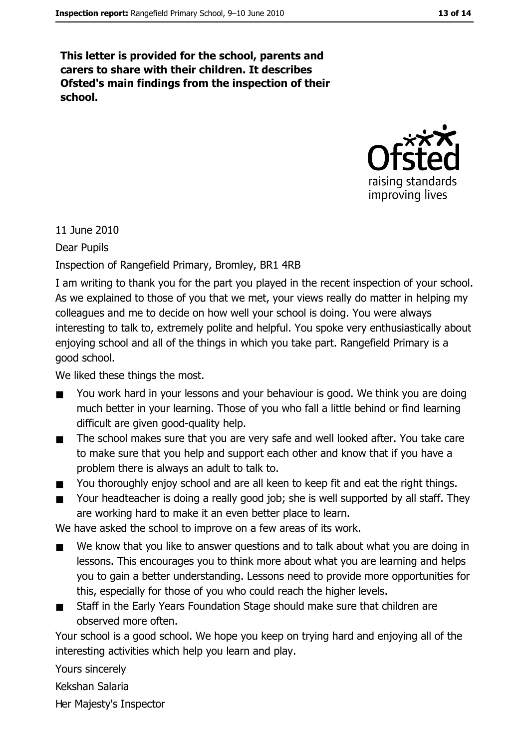**This letter is provided for the school, parents and carers to share with their children. It describes Ofsted's main findings from the inspection of their school.**

11 June 2010

Dear Pupils

Inspection of Rangefield Primary, Bromley, BR1 4RB

I am writing to thank you for the part you played in the recent inspection of your school. As we explained to those of you that we met, your views really do matter in helping my colleagues and me to decide on how well your school is doing. You were always interesting to talk to, extremely polite and helpful. You spoke very enthusiastically about enjoying school and all of the things in which you take part. Rangefield Primary is a good school.

We liked these things the most.

- You work hard in your lessons and your behaviour is good. We think you are doing much better in your learning. Those of you who fall a little behind or find learning difficult are given good-quality help.
- The school makes sure that you are very safe and well looked after. You take care to make sure that you help and support each other and know that if you have a problem there is always an adult to talk to.
- You thoroughly enjoy school and are all keen to keep fit and eat the right things.
- Your headteacher is doing a really good job; she is well supported by all staff. They are working hard to make it an even better place to learn.

We have asked the school to improve on a few areas of its work.

- We know that you like to answer questions and to talk about what you are doing in lessons. This encourages you to think more about what you are learning and helps you to gain a better understanding. Lessons need to provide more opportunities for this, especially for those of you who could reach the higher levels.
- Staff in the Early Years Foundation Stage should make sure that children are observed more often.

Your school is a good school. We hope you keep on trying hard and enjoying all of the interesting activities which help you learn and play.

Yours sincerely

Kekshan Salaria

Her Majesty's Inspector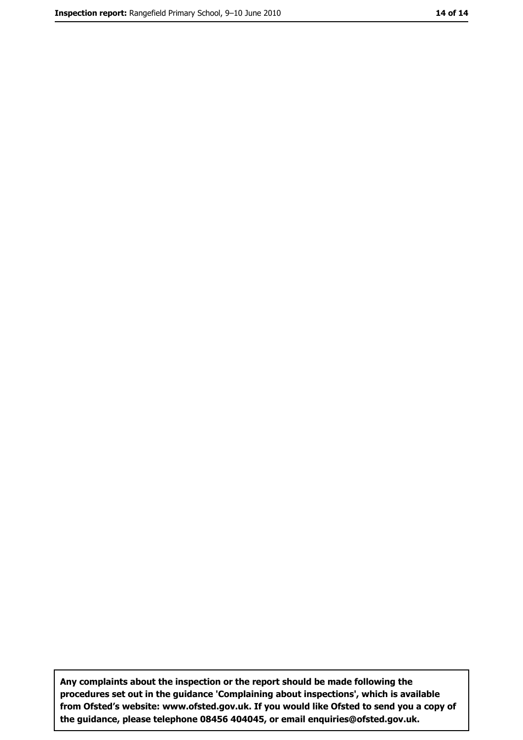**Any complaints about the inspection or the report should be made following the procedures set out in the guidance 'Complaining about inspections', which is available from Ofsted's website: www.ofsted.gov.uk. If you would like Ofsted to send you a copy of the guidance, please telephone 08456 404045, or email enquiries@ofsted.gov.uk.**